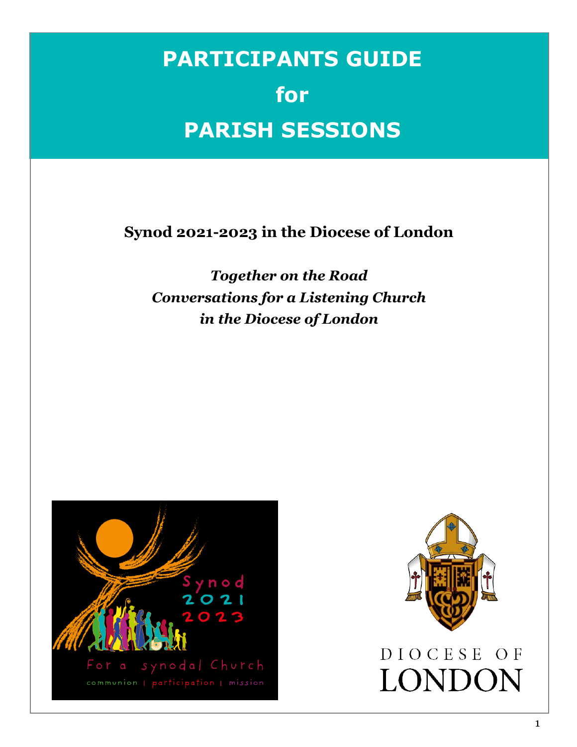# PARTICIPANTS GUIDE for PARISH SESSIONS

**Synod 2021-2023 in the Diocese of London**

***Together on the Road***
***Conversations for a Listening Church***
***in the Diocese of London***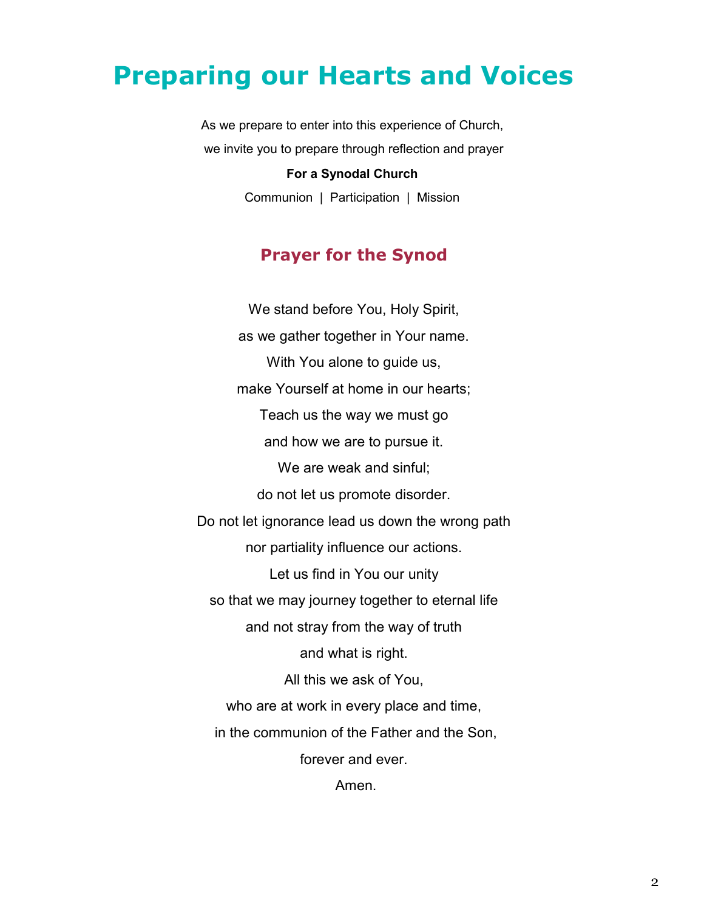# Preparing our Hearts and Voices

As we prepare to enter into this experience of Church,
we invite you to prepare through reflection and prayer

**For a Synodal Church**

Communion | Participation | Mission

## Prayer for the Synod

We stand before You, Holy Spirit,
as we gather together in Your name.
With You alone to guide us,
make Yourself at home in our hearts;
Teach us the way we must go
and how we are to pursue it.
We are weak and sinful;
do not let us promote disorder.
Do not let ignorance lead us down the wrong path
nor partiality influence our actions.
Let us find in You our unity
so that we may journey together to eternal life
and not stray from the way of truth
and what is right.
All this we ask of You,
who are at work in every place and time,
in the communion of the Father and the Son,
forever and ever.
Amen.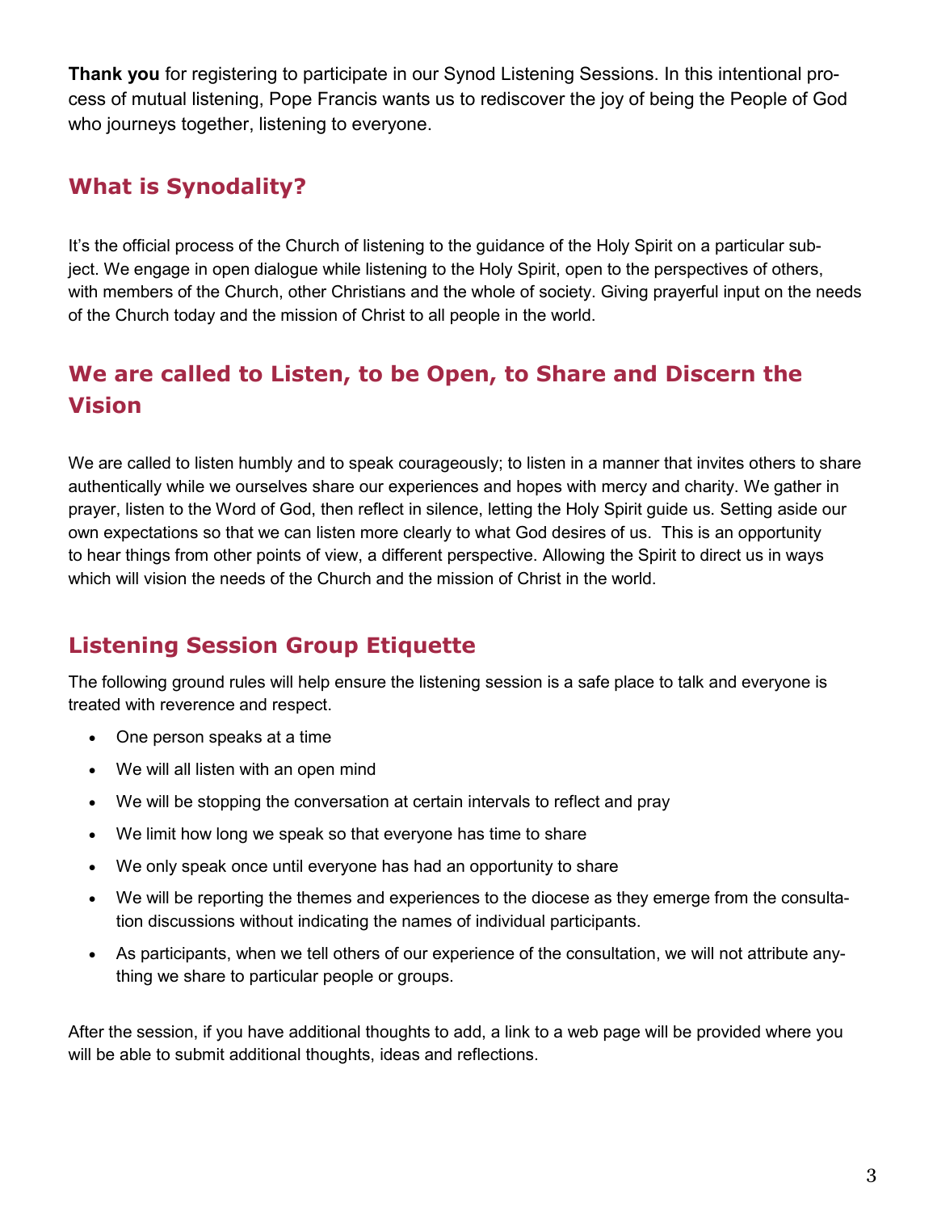**Thank you** for registering to participate in our Synod Listening Sessions. In this intentional process of mutual listening, Pope Francis wants us to rediscover the joy of being the People of God who journeys together, listening to everyone.

## What is Synodality?

It's the official process of the Church of listening to the guidance of the Holy Spirit on a particular subject. We engage in open dialogue while listening to the Holy Spirit, open to the perspectives of others, with members of the Church, other Christians and the whole of society. Giving prayerful input on the needs of the Church today and the mission of Christ to all people in the world.

## We are called to Listen, to be Open, to Share and Discern the Vision

We are called to listen humbly and to speak courageously; to listen in a manner that invites others to share authentically while we ourselves share our experiences and hopes with mercy and charity. We gather in prayer, listen to the Word of God, then reflect in silence, letting the Holy Spirit guide us. Setting aside our own expectations so that we can listen more clearly to what God desires of us. This is an opportunity to hear things from other points of view, a different perspective. Allowing the Spirit to direct us in ways which will vision the needs of the Church and the mission of Christ in the world.

## Listening Session Group Etiquette

The following ground rules will help ensure the listening session is a safe place to talk and everyone is treated with reverence and respect.

- One person speaks at a time
- We will all listen with an open mind
- We will be stopping the conversation at certain intervals to reflect and pray
- We limit how long we speak so that everyone has time to share
- We only speak once until everyone has had an opportunity to share
- We will be reporting the themes and experiences to the diocese as they emerge from the consultation discussions without indicating the names of individual participants.
- As participants, when we tell others of our experience of the consultation, we will not attribute anything we share to particular people or groups.

After the session, if you have additional thoughts to add, a link to a web page will be provided where you will be able to submit additional thoughts, ideas and reflections.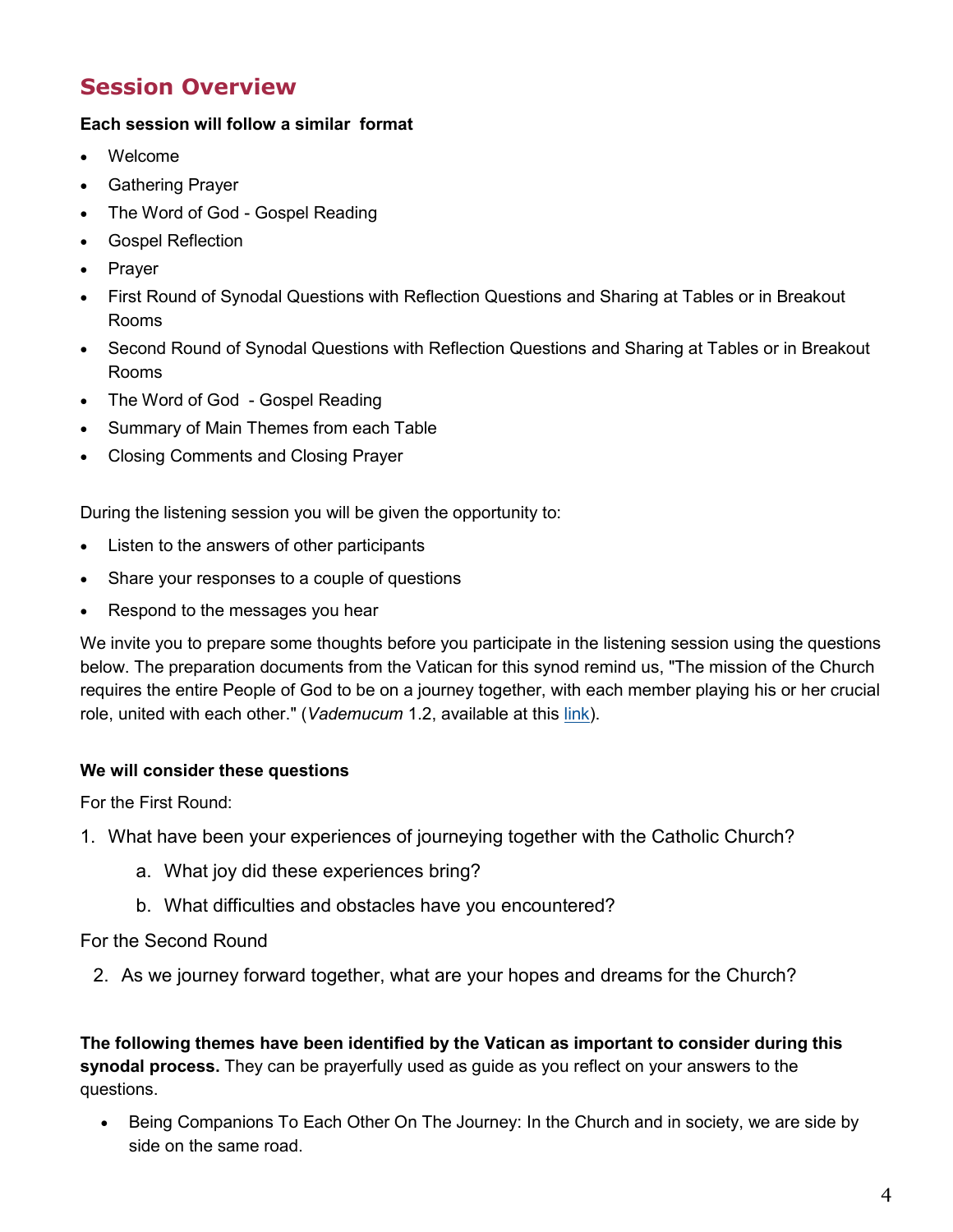## Session Overview

**Each session will follow a similar format**

- Welcome
- Gathering Prayer
- The Word of God - Gospel Reading
- Gospel Reflection
- Prayer
- First Round of Synodal Questions with Reflection Questions and Sharing at Tables or in Breakout Rooms
- Second Round of Synodal Questions with Reflection Questions and Sharing at Tables or in Breakout Rooms
- The Word of God - Gospel Reading
- Summary of Main Themes from each Table
- Closing Comments and Closing Prayer

During the listening session you will be given the opportunity to:

- Listen to the answers of other participants
- Share your responses to a couple of questions
- Respond to the messages you hear

We invite you to prepare some thoughts before you participate in the listening session using the questions below. The preparation documents from the Vatican for this synod remind us, "The mission of the Church requires the entire People of God to be on a journey together, with each member playing his or her crucial role, united with each other." (*Vademucum* 1.2, available at this link).

**We will consider these questions**

For the First Round:

1. What have been your experiences of journeying together with the Catholic Church?
   a. What joy did these experiences bring?
   b. What difficulties and obstacles have you encountered?

For the Second Round

2. As we journey forward together, what are your hopes and dreams for the Church?

**The following themes have been identified by the Vatican as important to consider during this synodal process.** They can be prayerfully used as guide as you reflect on your answers to the questions.

- Being Companions To Each Other On The Journey: In the Church and in society, we are side by side on the same road.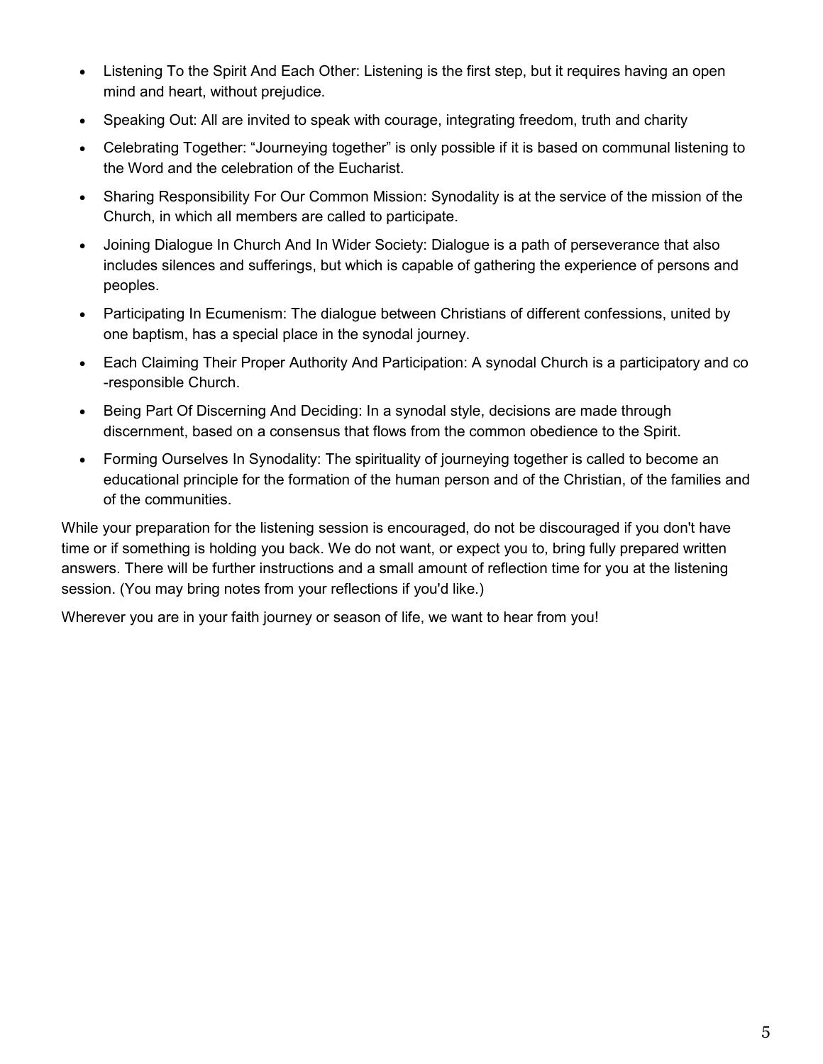- Listening To the Spirit And Each Other: Listening is the first step, but it requires having an open mind and heart, without prejudice.
- Speaking Out: All are invited to speak with courage, integrating freedom, truth and charity
- Celebrating Together: "Journeying together" is only possible if it is based on communal listening to the Word and the celebration of the Eucharist.
- Sharing Responsibility For Our Common Mission: Synodality is at the service of the mission of the Church, in which all members are called to participate.
- Joining Dialogue In Church And In Wider Society: Dialogue is a path of perseverance that also includes silences and sufferings, but which is capable of gathering the experience of persons and peoples.
- Participating In Ecumenism: The dialogue between Christians of different confessions, united by one baptism, has a special place in the synodal journey.
- Each Claiming Their Proper Authority And Participation: A synodal Church is a participatory and co -responsible Church.
- Being Part Of Discerning And Deciding: In a synodal style, decisions are made through discernment, based on a consensus that flows from the common obedience to the Spirit.
- Forming Ourselves In Synodality: The spirituality of journeying together is called to become an educational principle for the formation of the human person and of the Christian, of the families and of the communities.

While your preparation for the listening session is encouraged, do not be discouraged if you don't have time or if something is holding you back. We do not want, or expect you to, bring fully prepared written answers. There will be further instructions and a small amount of reflection time for you at the listening session. (You may bring notes from your reflections if you'd like.)

Wherever you are in your faith journey or season of life, we want to hear from you!